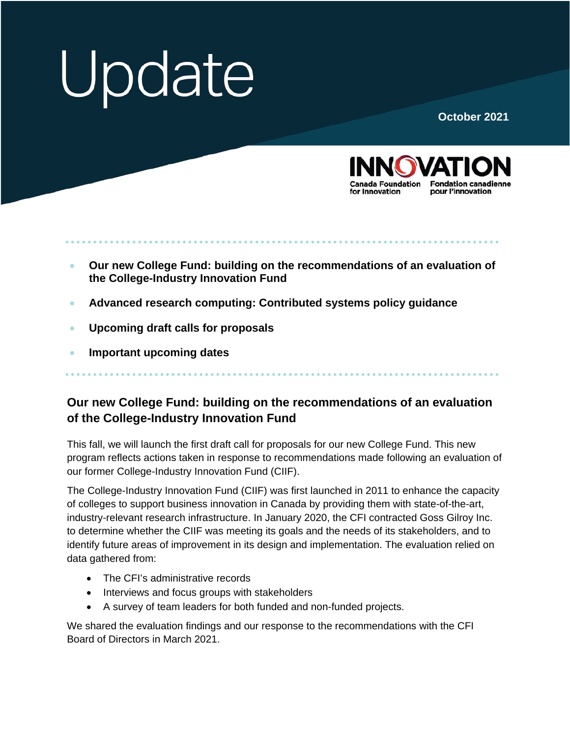# Update

**October 2021**

INNOVATION
Canada Foundation for Innovation | Fondation canadienne pour l'innovation

- **Our new College Fund: building on the recommendations of an evaluation of the College-Industry Innovation Fund**
- **Advanced research computing: Contributed systems policy guidance**
- **Upcoming draft calls for proposals**
- **Important upcoming dates**

## Our new College Fund: building on the recommendations of an evaluation of the College-Industry Innovation Fund

This fall, we will launch the first draft call for proposals for our new College Fund. This new program reflects actions taken in response to recommendations made following an evaluation of our former College-Industry Innovation Fund (CIIF).

The College-Industry Innovation Fund (CIIF) was first launched in 2011 to enhance the capacity of colleges to support business innovation in Canada by providing them with state-of-the-art, industry-relevant research infrastructure. In January 2020, the CFI contracted Goss Gilroy Inc. to determine whether the CIIF was meeting its goals and the needs of its stakeholders, and to identify future areas of improvement in its design and implementation. The evaluation relied on data gathered from:

- The CFI's administrative records
- Interviews and focus groups with stakeholders
- A survey of team leaders for both funded and non-funded projects.

We shared the evaluation findings and our response to the recommendations with the CFI Board of Directors in March 2021.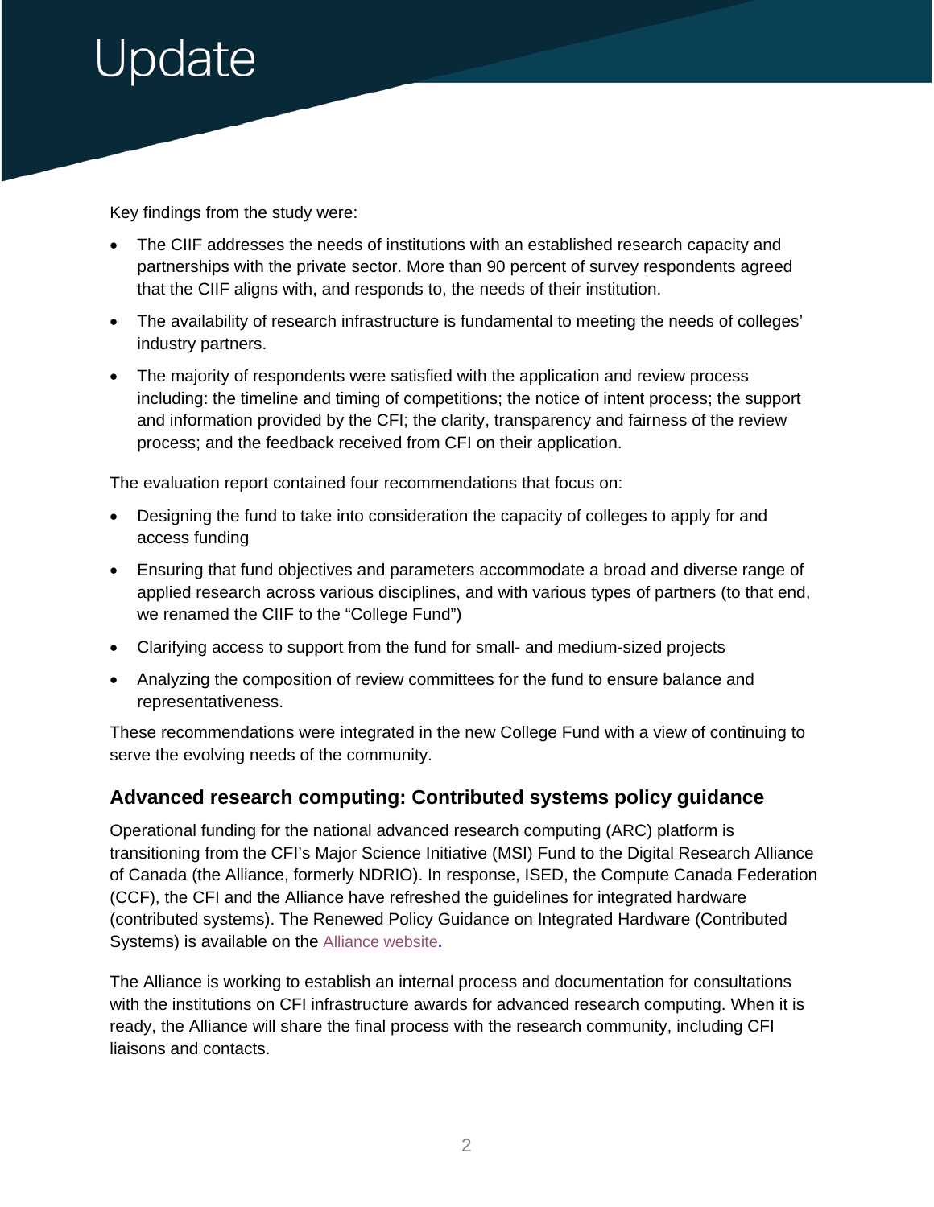Key findings from the study were:

- The CIIF addresses the needs of institutions with an established research capacity and partnerships with the private sector. More than 90 percent of survey respondents agreed that the CIIF aligns with, and responds to, the needs of their institution.
- The availability of research infrastructure is fundamental to meeting the needs of colleges' industry partners.
- The majority of respondents were satisfied with the application and review process including: the timeline and timing of competitions; the notice of intent process; the support and information provided by the CFI; the clarity, transparency and fairness of the review process; and the feedback received from CFI on their application.

The evaluation report contained four recommendations that focus on:

- Designing the fund to take into consideration the capacity of colleges to apply for and access funding
- Ensuring that fund objectives and parameters accommodate a broad and diverse range of applied research across various disciplines, and with various types of partners (to that end, we renamed the CIIF to the "College Fund")
- Clarifying access to support from the fund for small- and medium-sized projects
- Analyzing the composition of review committees for the fund to ensure balance and representativeness.

These recommendations were integrated in the new College Fund with a view of continuing to serve the evolving needs of the community.

## Advanced research computing: Contributed systems policy guidance

Operational funding for the national advanced research computing (ARC) platform is transitioning from the CFI's Major Science Initiative (MSI) Fund to the Digital Research Alliance of Canada (the Alliance, formerly NDRIO). In response, ISED, the Compute Canada Federation (CCF), the CFI and the Alliance have refreshed the guidelines for integrated hardware (contributed systems). The Renewed Policy Guidance on Integrated Hardware (Contributed Systems) is available on the Alliance website.

The Alliance is working to establish an internal process and documentation for consultations with the institutions on CFI infrastructure awards for advanced research computing. When it is ready, the Alliance will share the final process with the research community, including CFI liaisons and contacts.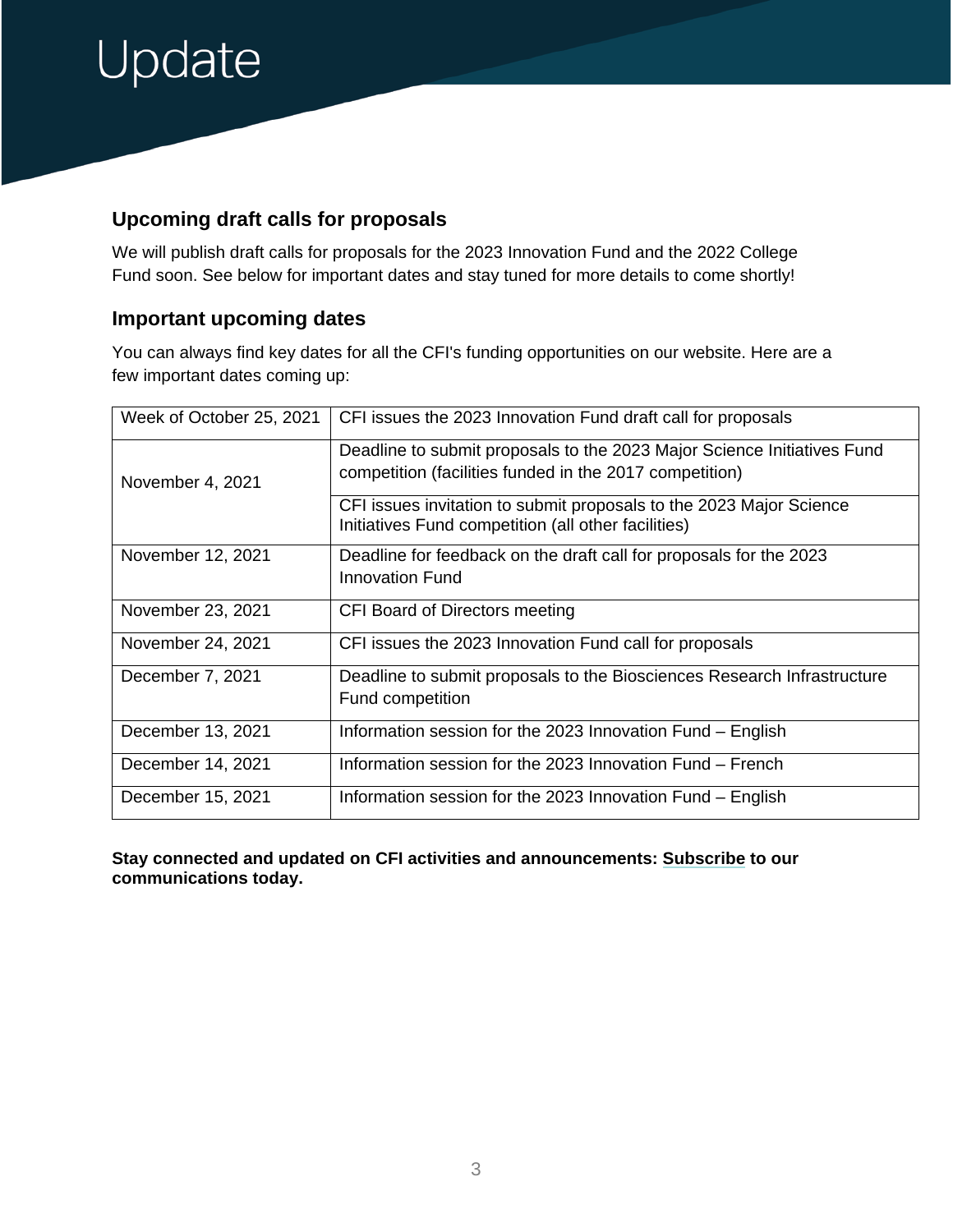# Update

## Upcoming draft calls for proposals

We will publish draft calls for proposals for the 2023 Innovation Fund and the 2022 College Fund soon. See below for important dates and stay tuned for more details to come shortly!

## Important upcoming dates

You can always find key dates for all the CFI's funding opportunities on our website. Here are a few important dates coming up:

| | |
|---|---|
| Week of October 25, 2021 | CFI issues the 2023 Innovation Fund draft call for proposals |
| November 4, 2021 | Deadline to submit proposals to the 2023 Major Science Initiatives Fund competition (facilities funded in the 2017 competition) |
| | CFI issues invitation to submit proposals to the 2023 Major Science Initiatives Fund competition (all other facilities) |
| November 12, 2021 | Deadline for feedback on the draft call for proposals for the 2023 Innovation Fund |
| November 23, 2021 | CFI Board of Directors meeting |
| November 24, 2021 | CFI issues the 2023 Innovation Fund call for proposals |
| December 7, 2021 | Deadline to submit proposals to the Biosciences Research Infrastructure Fund competition |
| December 13, 2021 | Information session for the 2023 Innovation Fund – English |
| December 14, 2021 | Information session for the 2023 Innovation Fund – French |
| December 15, 2021 | Information session for the 2023 Innovation Fund – English |

**Stay connected and updated on CFI activities and announcements: Subscribe to our communications today.**